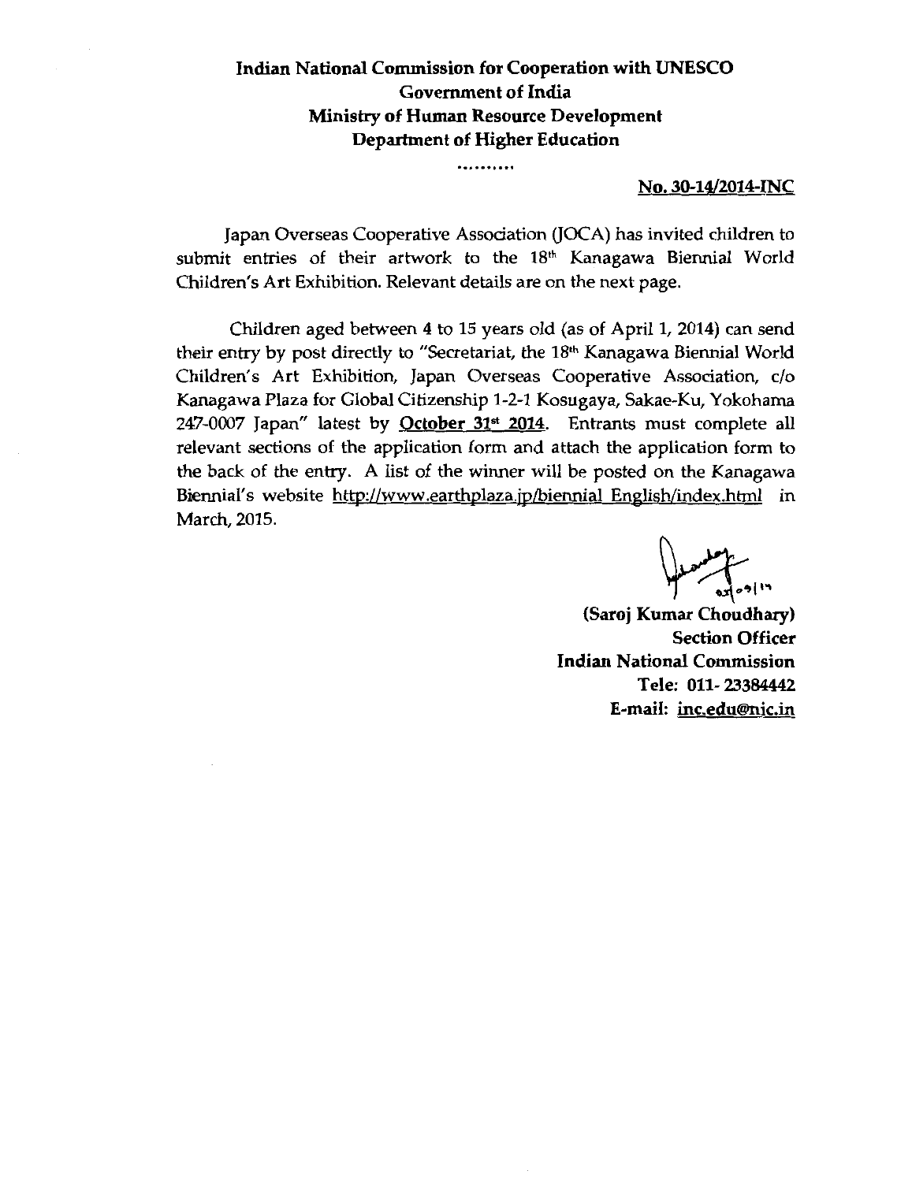**Indian National Commission for Cooperation with UNESCO**
**Government of India**
**Ministry of Human Resource Development**
**Department of Higher Education**

..........

**No. 30-14/2014-INC**

Japan Overseas Cooperative Association (JOCA) has invited children to submit entries of their artwork to the 18th Kanagawa Biennial World Children's Art Exhibition. Relevant details are on the next page.

Children aged between 4 to 15 years old (as of April 1, 2014) can send their entry by post directly to "Secretariat, the 18th Kanagawa Biennial World Children's Art Exhibition, Japan Overseas Cooperative Association, c/o Kanagawa Plaza for Global Citizenship 1-2-1 Kosugaya, Sakae-Ku, Yokohama 247-0007 Japan" latest by **October 31st 2014**. Entrants must complete all relevant sections of the application form and attach the application form to the back of the entry. A list of the winner will be posted on the Kanagawa Biennial's website http://www.earthplaza.jp/biennial_English/index.html in March, 2015.

02/09/14

**(Saroj Kumar Choudhary)**
**Section Officer**
**Indian National Commission**
**Tele: 011- 23384442**
**E-mail: inc.edu@nic.in**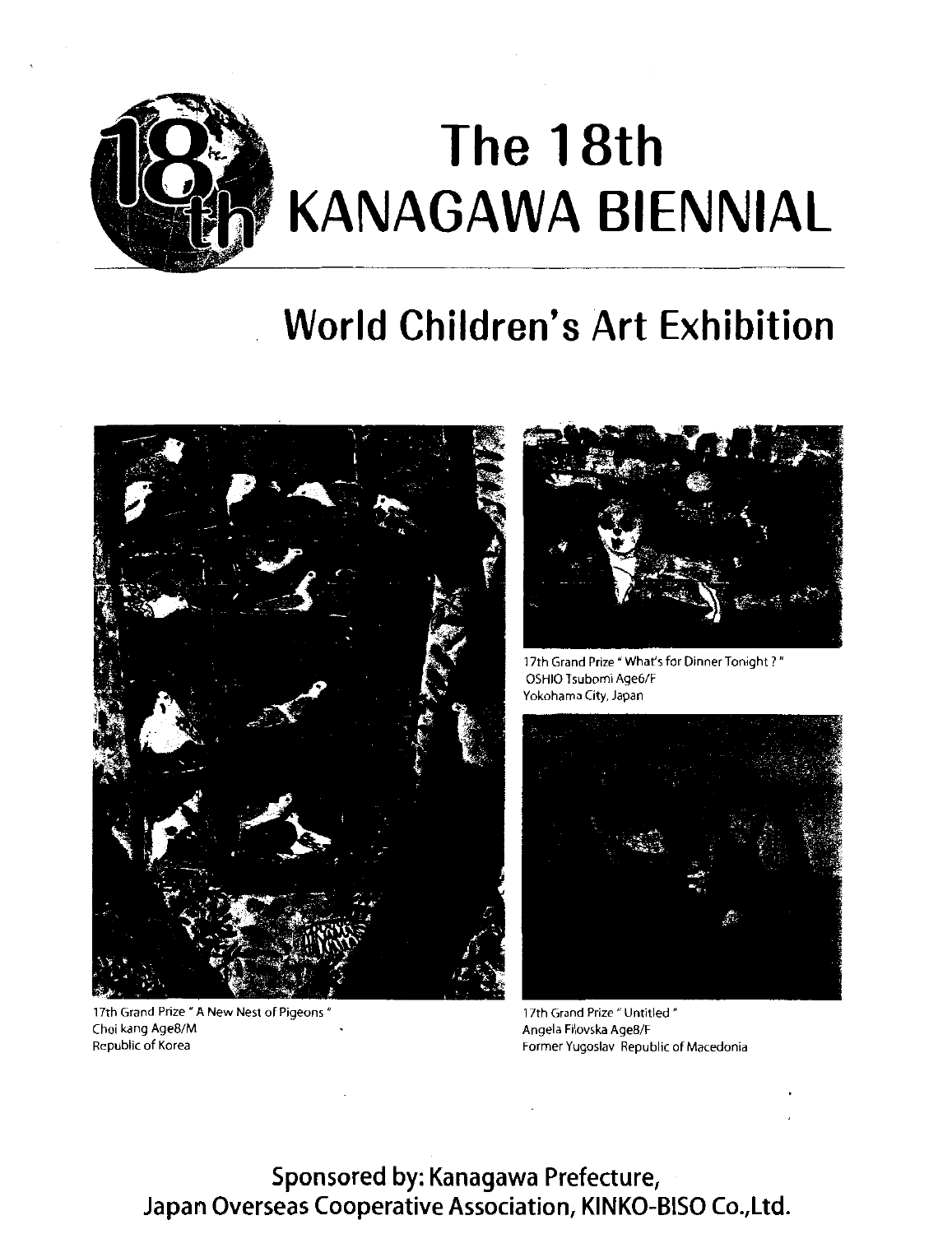# The 18th KANAGAWA BIENNIAL

## World Children's Art Exhibition

17th Grand Prize " What's for Dinner Tonight ? "
OSHIO Tsubomi Age6/F
Yokohama City, Japan

17th Grand Prize " A New Nest of Pigeons "
Choi kang Age8/M
Republic of Korea

17th Grand Prize " Untitled "
Angela Filovska Age8/F
Former Yugoslav Republic of Macedonia

**Sponsored by: Kanagawa Prefecture,**
**Japan Overseas Cooperative Association, KINKO-BISO Co.,Ltd.**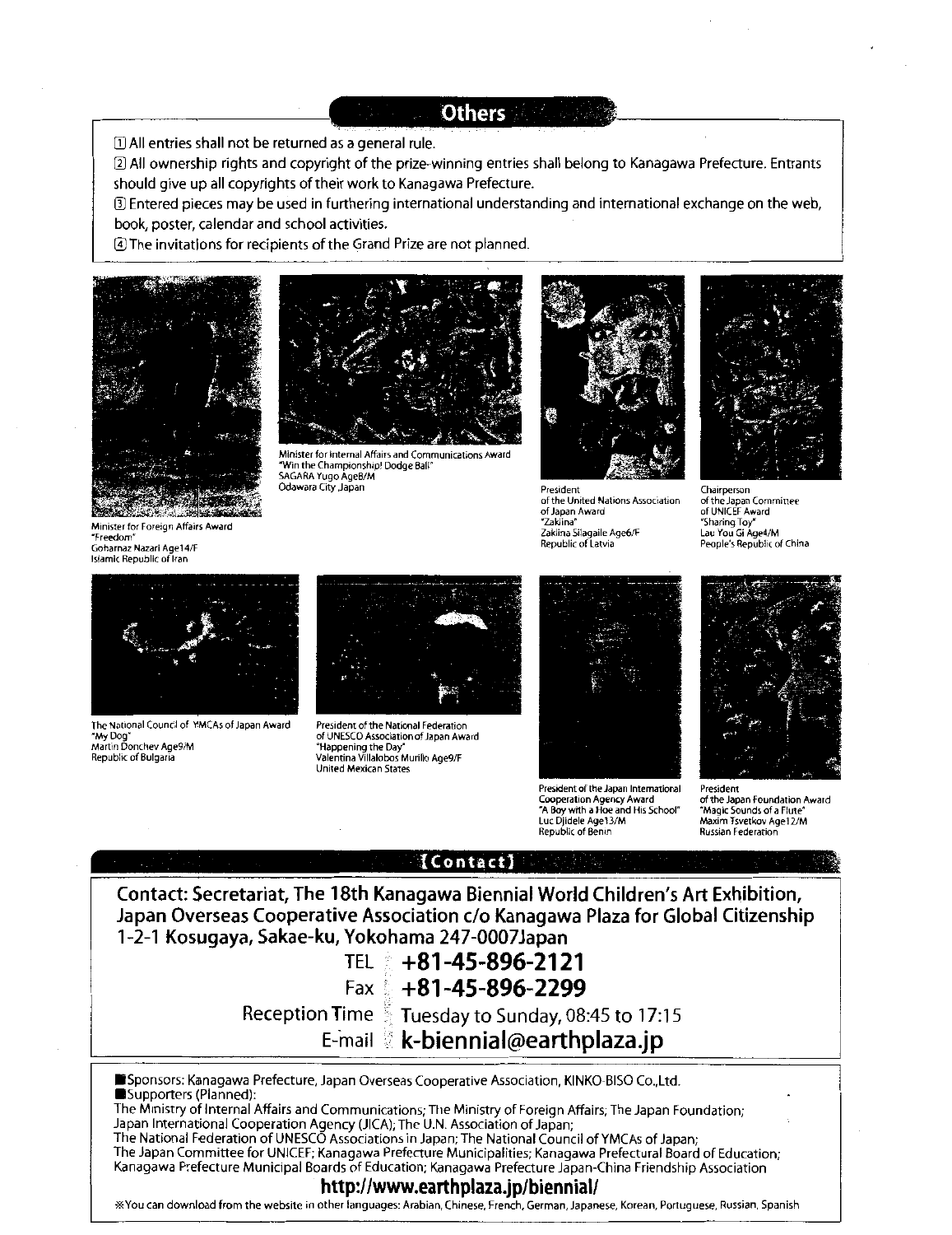## Others

① All entries shall not be returned as a general rule.

② All ownership rights and copyright of the prize-winning entries shall belong to Kanagawa Prefecture. Entrants should give up all copyrights of their work to Kanagawa Prefecture.

③ Entered pieces may be used in furthering international understanding and international exchange on the web, book, poster, calendar and school activities.

④ The invitations for recipients of the Grand Prize are not planned.

Minister for Foreign Affairs Award
"Freedom"
Goharnaz Nazari Age14/F
Islamic Republic of Iran

Minister for Internal Affairs and Communications Award
"Win the Championship! Dodge Ball"
SAGARA Yugo Age8/M
Odawara City Japan

President of the United Nations Association of Japan Award
"Zakiina"
Zakiina Silagaile Age6/F
Republic of Latvia

Chairperson of the Japan Committee of UNICEF Award
"Sharing Toy"
Lau You Gi Age4/M
People's Republic of China

The National Council of YMCAs of Japan Award
"My Dog"
Martin Donchev Age9/M
Republic of Bulgaria

President of the National Federation of UNESCO Association of Japan Award
"Happening the Day"
Valentina Villalobos Murillo Age9/F
United Mexican States

President of the Japan International Cooperation Agency Award
"A Boy with a Hoe and His School"
Luc Djidele Age13/M
Republic of Benin

President of the Japan Foundation Award
"Magic Sounds of a Flute"
Maxim Tsvetkov Age12/M
Russian Federation

## 【Contact】

**Contact: Secretariat, The 18th Kanagawa Biennial World Children's Art Exhibition, Japan Overseas Cooperative Association c/o Kanagawa Plaza for Global Citizenship 1-2-1 Kosugaya, Sakae-ku, Yokohama 247-0007Japan**

TEL **+81-45-896-2121**
Fax **+81-45-896-2299**
Reception Time Tuesday to Sunday, 08:45 to 17:15
E-mail **k-biennial@earthplaza.jp**

■Sponsors: Kanagawa Prefecture, Japan Overseas Cooperative Association, KINKO-BISO Co.,Ltd.
■Supporters (Planned):
The Ministry of Internal Affairs and Communications; The Ministry of Foreign Affairs; The Japan Foundation; Japan International Cooperation Agency (JICA); The U.N. Association of Japan; The National Federation of UNESCO Associations in Japan; The National Council of YMCAs of Japan; The Japan Committee for UNICEF; Kanagawa Prefecture Municipalities; Kanagawa Prefectural Board of Education; Kanagawa Prefecture Municipal Boards of Education; Kanagawa Prefecture Japan-China Friendship Association

**http://www.earthplaza.jp/biennial/**

※You can download from the website in other languages: Arabian, Chinese, French, German, Japanese, Korean, Portuguese, Russian, Spanish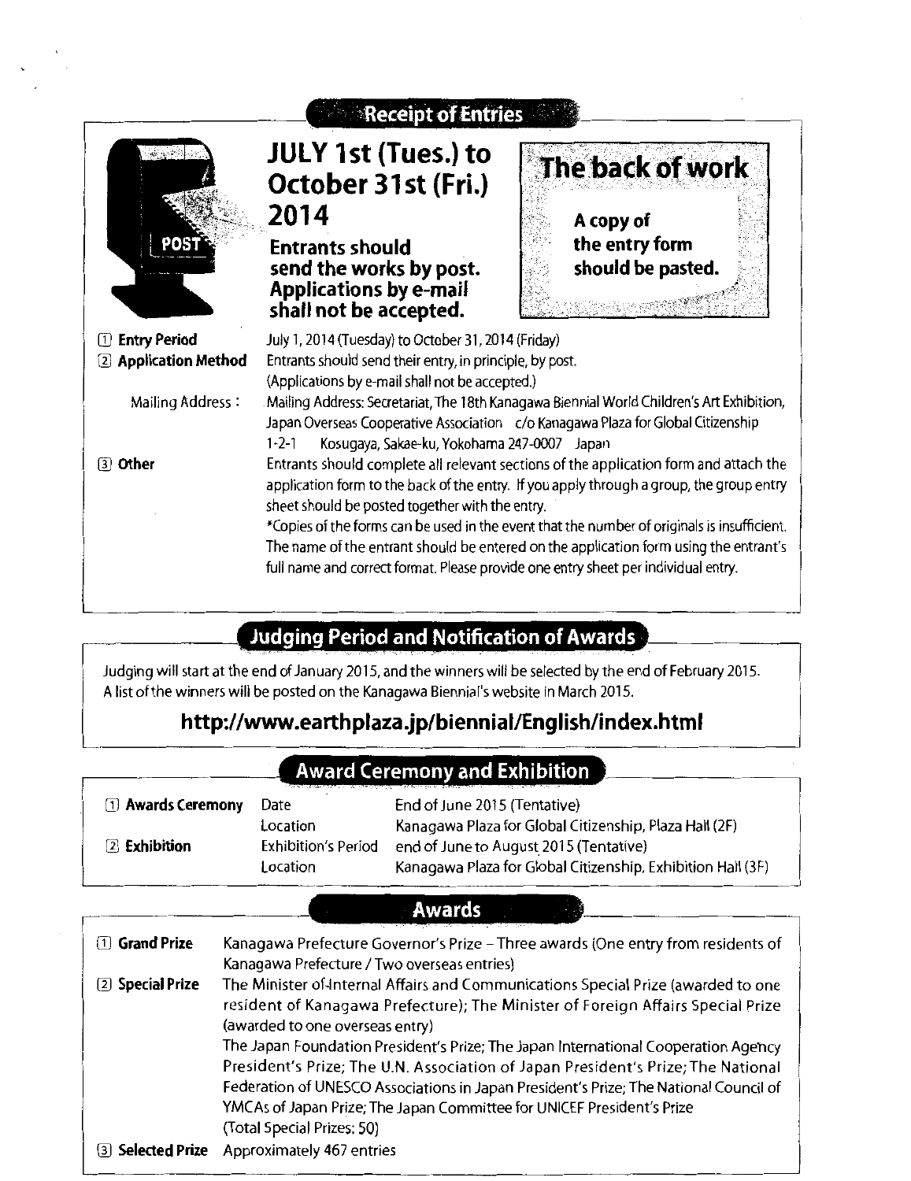## Receipt of Entries

**JULY 1st (Tues.) to October 31st (Fri.) 2014**

**Entrants should send the works by post. Applications by e-mail shall not be accepted.**

**The back of work**

**A copy of the entry form should be pasted.**

**① Entry Period** July 1, 2014 (Tuesday) to October 31, 2014 (Friday)

**② Application Method** Entrants should send their entry, in principle, by post. (Applications by e-mail shall not be accepted.)

Mailing Address : Mailing Address: Secretariat, The 18th Kanagawa Biennial World Children's Art Exhibition, Japan Overseas Cooperative Association c/o Kanagawa Plaza for Global Citizenship 1-2-1 Kosugaya, Sakae-ku, Yokohama 247-0007 Japan

**③ Other** Entrants should complete all relevant sections of the application form and attach the application form to the back of the entry. If you apply through a group, the group entry sheet should be posted together with the entry.
*Copies of the forms can be used in the event that the number of originals is insufficient. The name of the entrant should be entered on the application form using the entrant's full name and correct format. Please provide one entry sheet per individual entry.

## Judging Period and Notification of Awards

Judging will start at the end of January 2015, and the winners will be selected by the end of February 2015. A list of the winners will be posted on the Kanagawa Biennial's website in March 2015.

**http://www.earthplaza.jp/biennial/English/index.html**

## Award Ceremony and Exhibition

| | | |
|---|---|---|
| **① Awards Ceremony** | Date | End of June 2015 (Tentative) |
| | Location | Kanagawa Plaza for Global Citizenship, Plaza Hall (2F) |
| **② Exhibition** | Exhibition's Period | end of June to August 2015 (Tentative) |
| | Location | Kanagawa Plaza for Global Citizenship, Exhibition Hall (3F) |

## Awards

**① Grand Prize** Kanagawa Prefecture Governor's Prize – Three awards (One entry from residents of Kanagawa Prefecture / Two overseas entries)

**② Special Prize** The Minister of Internal Affairs and Communications Special Prize (awarded to one resident of Kanagawa Prefecture); The Minister of Foreign Affairs Special Prize (awarded to one overseas entry)
The Japan Foundation President's Prize; The Japan International Cooperation Agency President's Prize; The U.N. Association of Japan President's Prize; The National Federation of UNESCO Associations in Japan President's Prize; The National Council of YMCAs of Japan Prize; The Japan Committee for UNICEF President's Prize
(Total Special Prizes: 50)

**③ Selected Prize** Approximately 467 entries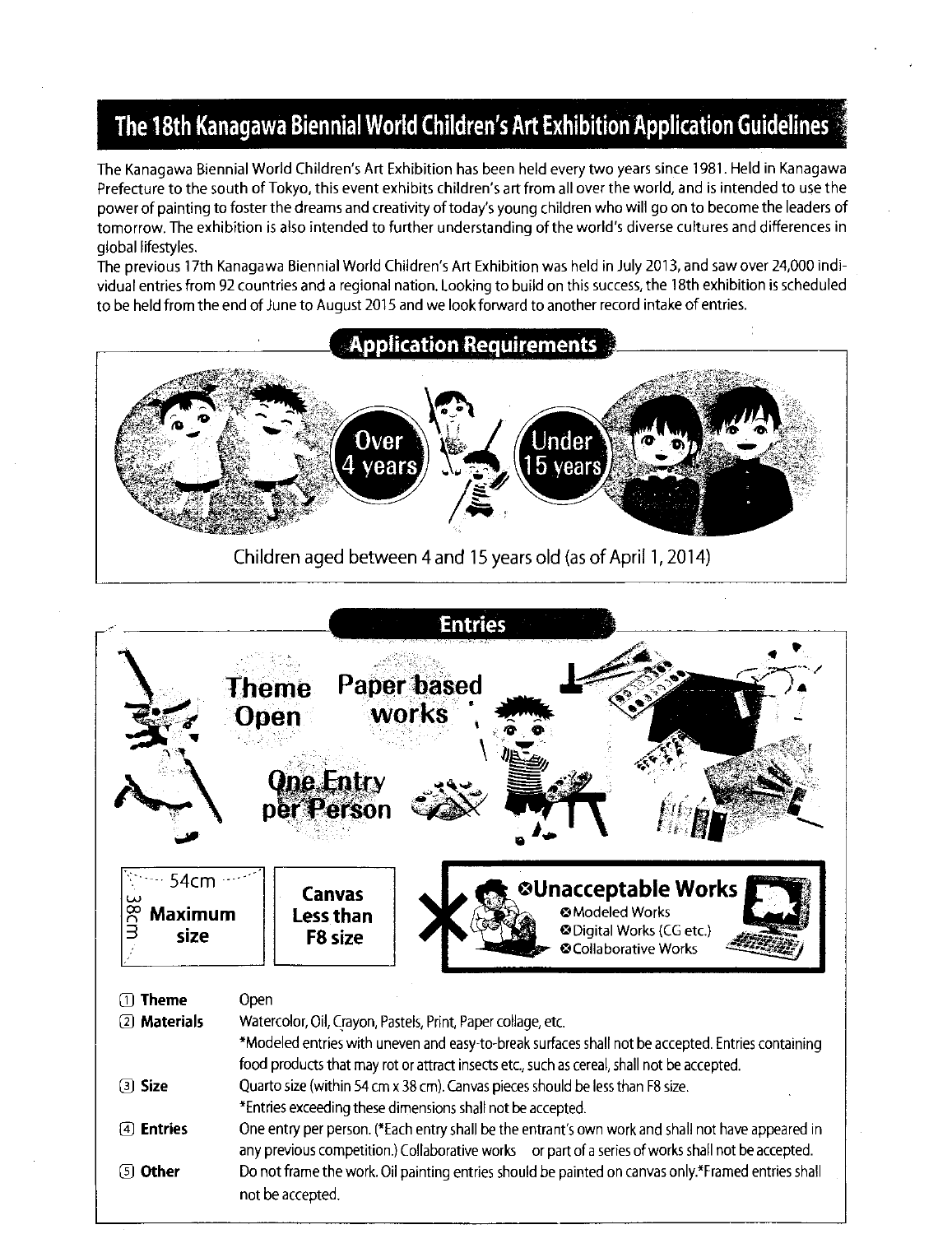# The 18th Kanagawa Biennial World Children's Art Exhibition Application Guidelines

The Kanagawa Biennial World Children's Art Exhibition has been held every two years since 1981. Held in Kanagawa Prefecture to the south of Tokyo, this event exhibits children's art from all over the world, and is intended to use the power of painting to foster the dreams and creativity of today's young children who will go on to become the leaders of tomorrow. The exhibition is also intended to further understanding of the world's diverse cultures and differences in global lifestyles.

The previous 17th Kanagawa Biennial World Children's Art Exhibition was held in July 2013, and saw over 24,000 individual entries from 92 countries and a regional nation. Looking to build on this success, the 18th exhibition is scheduled to be held from the end of June to August 2015 and we look forward to another record intake of entries.

## Application Requirements

Over 4 years — Under 15 years

Children aged between 4 and 15 years old (as of April 1, 2014)

## Entries

**Theme Open**

**Paper based works**

**One Entry per Person**

54cm × 38cm **Maximum size**

**Canvas Less than F8 size**

**⊗Unacceptable Works**

- ⊗Modeled Works
- ⊗Digital Works (CG etc.)
- ⊗Collaborative Works

① **Theme** Open

② **Materials** Watercolor, Oil, Crayon, Pastels, Print, Paper collage, etc.
*Modeled entries with uneven and easy-to-break surfaces shall not be accepted. Entries containing food products that may rot or attract insects etc., such as cereal, shall not be accepted.

③ **Size** Quarto size (within 54 cm x 38 cm). Canvas pieces should be less than F8 size.
*Entries exceeding these dimensions shall not be accepted.

④ **Entries** One entry per person. (*Each entry shall be the entrant's own work and shall not have appeared in any previous competition.) Collaborative works or part of a series of works shall not be accepted.

⑤ **Other** Do not frame the work. Oil painting entries should be painted on canvas only.*Framed entries shall not be accepted.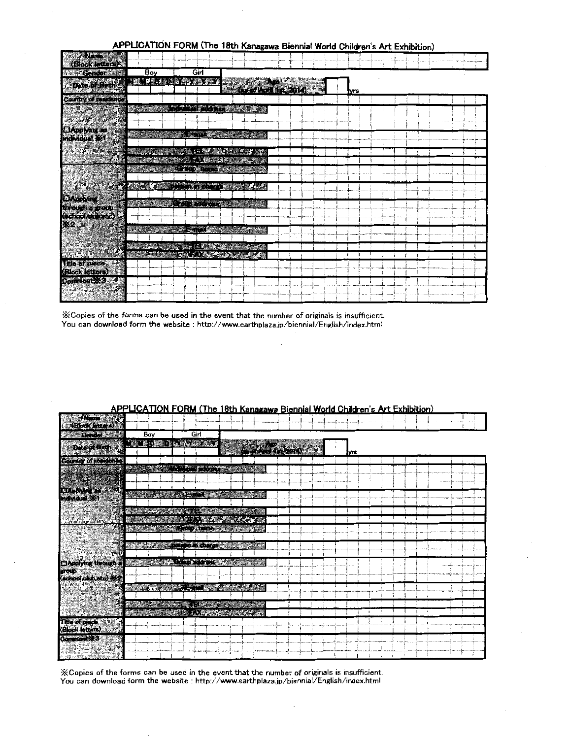## APPLICATION FORM (The 18th Kanagawa Biennial World Children's Art Exhibition)

| | | | | |
|---|---|---|---|---|
| Name (Block letters) | | | | |
| Gender | Boy | Girl | | |
| Date of Birth | M M D D Y Y Y Y | | Age (as of April 1st, 2014) | yrs |
| Country of residence | | | | |
| □Applying as individual ※1 | Individual address | | | |
| | E-mail | | | |
| | TEL | | | |
| | FAX | | | |
| □Applying through a group (school,club,etc.) ※2 | Group name | | | |
| | Person in charge | | | |
| | Group address | | | |
| | E-mail | | | |
| | TEL | | | |
| | FAX | | | |
| Title of piece (Block letters) | | | | |
| Comment※3 | | | | |

※Copies of the forms can be used in the event that the number of originals is insufficient.
You can download form the website : http://www.earthplaza.jp/biennial/English/index.html

## APPLICATION FORM (The 18th Kanagawa Biennial World Children's Art Exhibition)

| | | | | |
|---|---|---|---|---|
| Name (Block letters) | | | | |
| Gender | Boy | Girl | | |
| Date of Birth | M M D D Y Y Y Y | | Age (as of April 1st, 2014) | yrs |
| Country of residence | | | | |
| □Applying as individual ※1 | Individual address | | | |
| | E-mail | | | |
| | TEL | | | |
| | FAX | | | |
| □Applying through a group (school,club,etc.) ※2 | Group name | | | |
| | Person in charge | | | |
| | Group address | | | |
| | E-mail | | | |
| | TEL | | | |
| | FAX | | | |
| Title of piece (Block letters) | | | | |
| Comment※3 | | | | |

※Copies of the forms can be used in the event that the number of originals is insufficient.
You can download form the website : http://www.earthplaza.jp/biennial/English/index.html